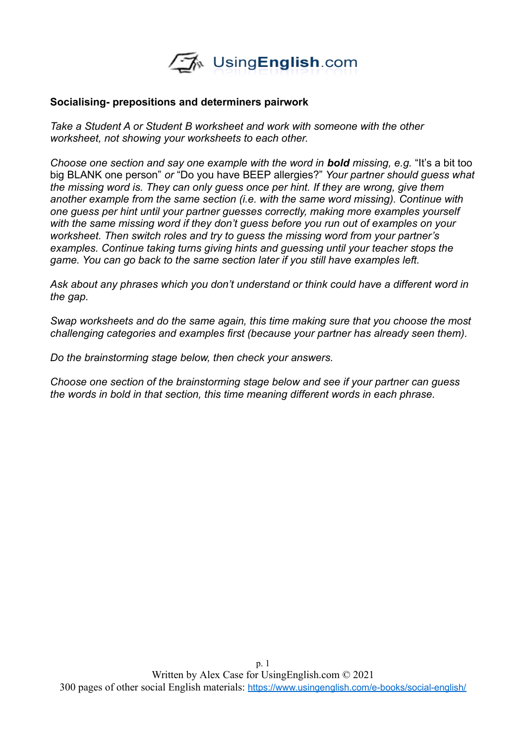**Socialising- prepositions and determiners pairwork**

*Take a Student A or Student B worksheet and work with someone with the other worksheet, not showing your worksheets to each other.*

*Choose one section and say one example with the word in **bold** missing, e.g.* "It's a bit too big BLANK one person" *or* "Do you have BEEP allergies?" *Your partner should guess what the missing word is. They can only guess once per hint. If they are wrong, give them another example from the same section (i.e. with the same word missing). Continue with one guess per hint until your partner guesses correctly, making more examples yourself with the same missing word if they don't guess before you run out of examples on your worksheet. Then switch roles and try to guess the missing word from your partner's examples. Continue taking turns giving hints and guessing until your teacher stops the game. You can go back to the same section later if you still have examples left.*

*Ask about any phrases which you don't understand or think could have a different word in the gap.*

*Swap worksheets and do the same again, this time making sure that you choose the most challenging categories and examples first (because your partner has already seen them).*

*Do the brainstorming stage below, then check your answers.*

*Choose one section of the brainstorming stage below and see if your partner can guess the words in bold in that section, this time meaning different words in each phrase.*

Written by Alex Case for UsingEnglish.com © 2021
300 pages of other social English materials: https://www.usingenglish.com/e-books/social-english/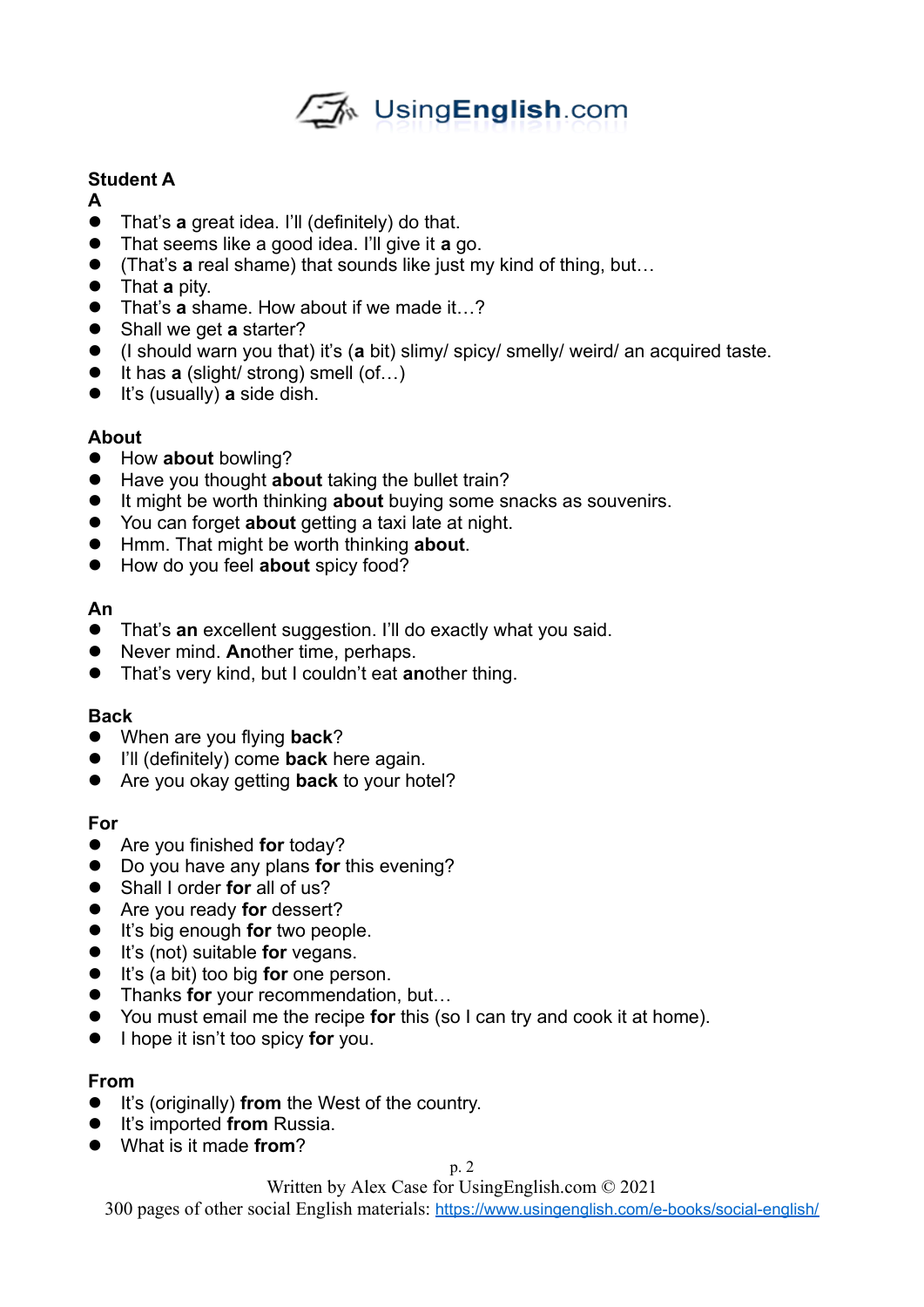**Student A**

**A**

- That's **a** great idea. I'll (definitely) do that.
- That seems like a good idea. I'll give it **a** go.
- (That's **a** real shame) that sounds like just my kind of thing, but…
- That **a** pity.
- That's **a** shame. How about if we made it…?
- Shall we get **a** starter?
- (I should warn you that) it's (**a** bit) slimy/ spicy/ smelly/ weird/ an acquired taste.
- It has **a** (slight/ strong) smell (of…)
- It's (usually) **a** side dish.

**About**

- How **about** bowling?
- Have you thought **about** taking the bullet train?
- It might be worth thinking **about** buying some snacks as souvenirs.
- You can forget **about** getting a taxi late at night.
- Hmm. That might be worth thinking **about**.
- How do you feel **about** spicy food?

**An**

- That's **an** excellent suggestion. I'll do exactly what you said.
- Never mind. **An**other time, perhaps.
- That's very kind, but I couldn't eat **an**other thing.

**Back**

- When are you flying **back**?
- I'll (definitely) come **back** here again.
- Are you okay getting **back** to your hotel?

**For**

- Are you finished **for** today?
- Do you have any plans **for** this evening?
- Shall I order **for** all of us?
- Are you ready **for** dessert?
- It's big enough **for** two people.
- It's (not) suitable **for** vegans.
- It's (a bit) too big **for** one person.
- Thanks **for** your recommendation, but…
- You must email me the recipe **for** this (so I can try and cook it at home).
- I hope it isn't too spicy **for** you.

**From**

- It's (originally) **from** the West of the country.
- It's imported **from** Russia.
- What is it made **from**?

Written by Alex Case for UsingEnglish.com © 2021
300 pages of other social English materials: https://www.usingenglish.com/e-books/social-english/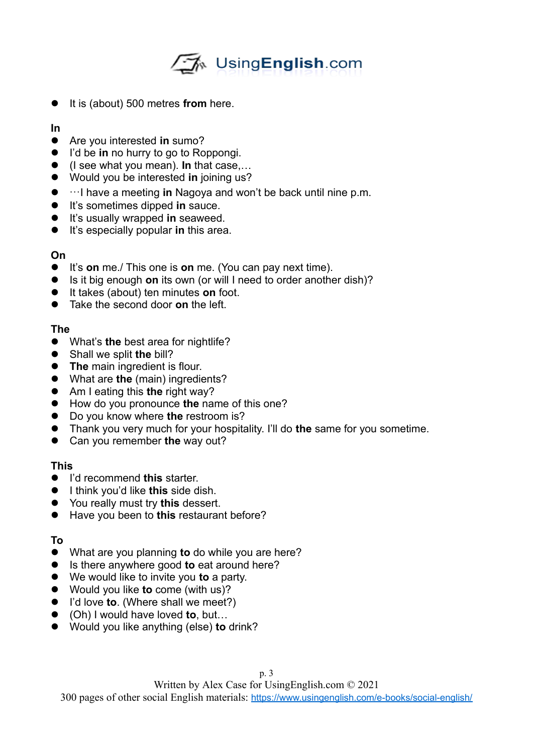- It is (about) 500 metres **from** here.

**In**

- Are you interested **in** sumo?
- I'd be **in** no hurry to go to Roppongi.
- (I see what you mean). **In** that case,…
- Would you be interested **in** joining us?
- …I have a meeting **in** Nagoya and won't be back until nine p.m.
- It's sometimes dipped **in** sauce.
- It's usually wrapped **in** seaweed.
- It's especially popular **in** this area.

**On**

- It's **on** me./ This one is **on** me. (You can pay next time).
- Is it big enough **on** its own (or will I need to order another dish)?
- It takes (about) ten minutes **on** foot.
- Take the second door **on** the left.

**The**

- What's **the** best area for nightlife?
- Shall we split **the** bill?
- **The** main ingredient is flour.
- What are **the** (main) ingredients?
- Am I eating this **the** right way?
- How do you pronounce **the** name of this one?
- Do you know where **the** restroom is?
- Thank you very much for your hospitality. I'll do **the** same for you sometime.
- Can you remember **the** way out?

**This**

- I'd recommend **this** starter.
- I think you'd like **this** side dish.
- You really must try **this** dessert.
- Have you been to **this** restaurant before?

**To**

- What are you planning **to** do while you are here?
- Is there anywhere good **to** eat around here?
- We would like to invite you **to** a party.
- Would you like **to** come (with us)?
- I'd love **to**. (Where shall we meet?)
- (Oh) I would have loved **to**, but…
- Would you like anything (else) **to** drink?

Written by Alex Case for UsingEnglish.com © 2021
300 pages of other social English materials: https://www.usingenglish.com/e-books/social-english/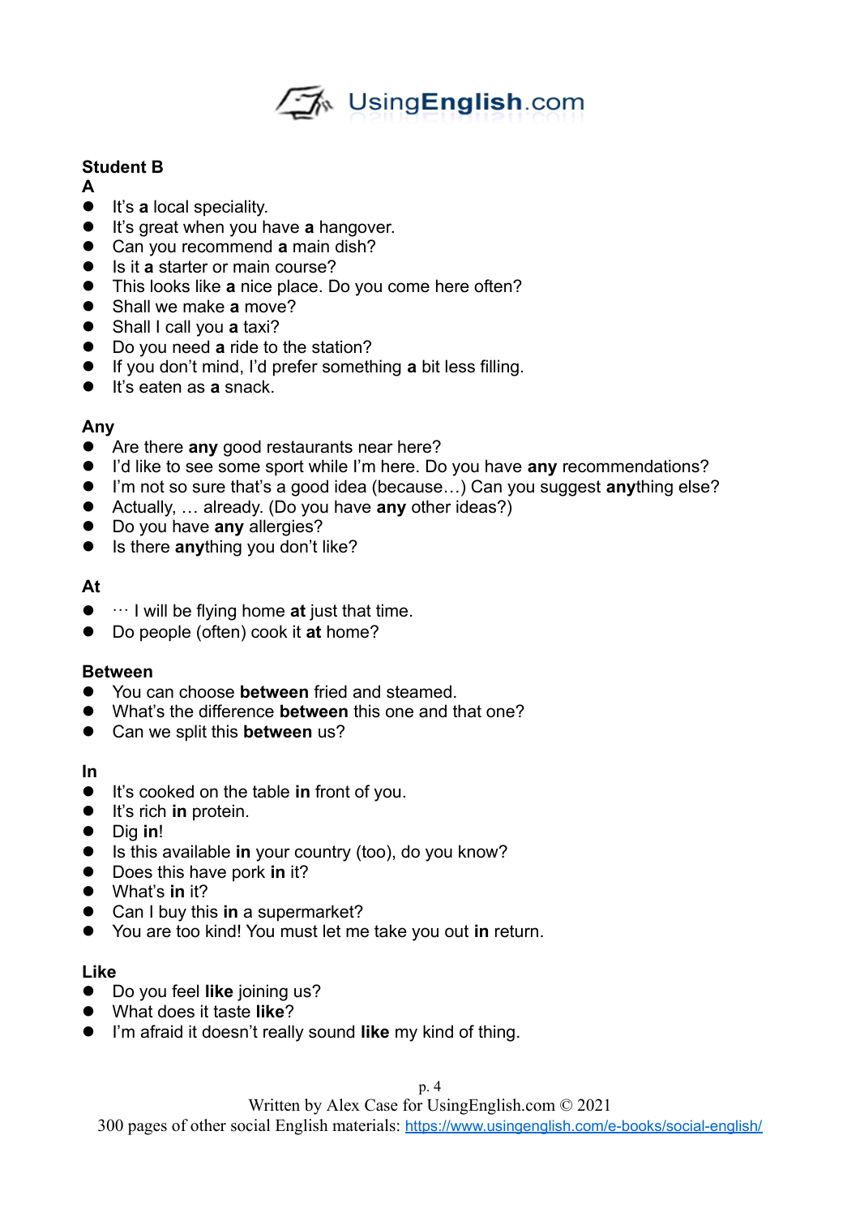**Student B**

**A**

- It's **a** local speciality.
- It's great when you have **a** hangover.
- Can you recommend **a** main dish?
- Is it **a** starter or main course?
- This looks like **a** nice place. Do you come here often?
- Shall we make **a** move?
- Shall I call you **a** taxi?
- Do you need **a** ride to the station?
- If you don't mind, I'd prefer something **a** bit less filling.
- It's eaten as **a** snack.

**Any**

- Are there **any** good restaurants near here?
- I'd like to see some sport while I'm here. Do you have **any** recommendations?
- I'm not so sure that's a good idea (because…) Can you suggest **any**thing else?
- Actually, … already. (Do you have **any** other ideas?)
- Do you have **any** allergies?
- Is there **any**thing you don't like?

**At**

- … I will be flying home **at** just that time.
- Do people (often) cook it **at** home?

**Between**

- You can choose **between** fried and steamed.
- What's the difference **between** this one and that one?
- Can we split this **between** us?

**In**

- It's cooked on the table **in** front of you.
- It's rich **in** protein.
- Dig **in**!
- Is this available **in** your country (too), do you know?
- Does this have pork **in** it?
- What's **in** it?
- Can I buy this **in** a supermarket?
- You are too kind! You must let me take you out **in** return.

**Like**

- Do you feel **like** joining us?
- What does it taste **like**?
- I'm afraid it doesn't really sound **like** my kind of thing.

Written by Alex Case for UsingEnglish.com © 2021
300 pages of other social English materials: https://www.usingenglish.com/e-books/social-english/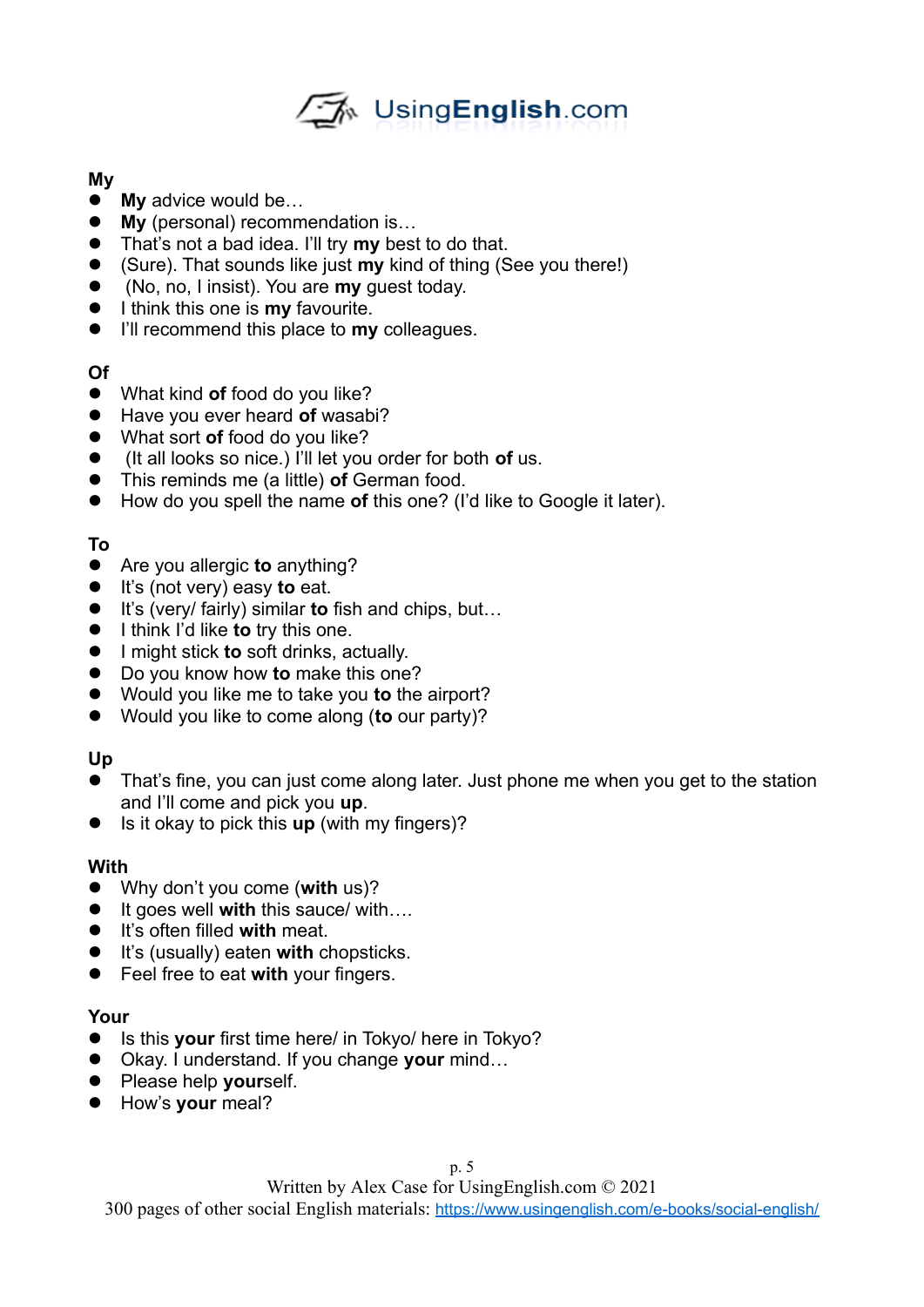**My**

- **My** advice would be…
- **My** (personal) recommendation is…
- That's not a bad idea. I'll try **my** best to do that.
- (Sure). That sounds like just **my** kind of thing (See you there!)
- (No, no, I insist). You are **my** guest today.
- I think this one is **my** favourite.
- I'll recommend this place to **my** colleagues.

**Of**

- What kind **of** food do you like?
- Have you ever heard **of** wasabi?
- What sort **of** food do you like?
- (It all looks so nice.) I'll let you order for both **of** us.
- This reminds me (a little) **of** German food.
- How do you spell the name **of** this one? (I'd like to Google it later).

**To**

- Are you allergic **to** anything?
- It's (not very) easy **to** eat.
- It's (very/ fairly) similar **to** fish and chips, but…
- I think I'd like **to** try this one.
- I might stick **to** soft drinks, actually.
- Do you know how **to** make this one?
- Would you like me to take you **to** the airport?
- Would you like to come along (**to** our party)?

**Up**

- That's fine, you can just come along later. Just phone me when you get to the station and I'll come and pick you **up**.
- Is it okay to pick this **up** (with my fingers)?

**With**

- Why don't you come (**with** us)?
- It goes well **with** this sauce/ with….
- It's often filled **with** meat.
- It's (usually) eaten **with** chopsticks.
- Feel free to eat **with** your fingers.

**Your**

- Is this **your** first time here/ in Tokyo/ here in Tokyo?
- Okay. I understand. If you change **your** mind…
- Please help **your**self.
- How's **your** meal?

Written by Alex Case for UsingEnglish.com © 2021
300 pages of other social English materials: https://www.usingenglish.com/e-books/social-english/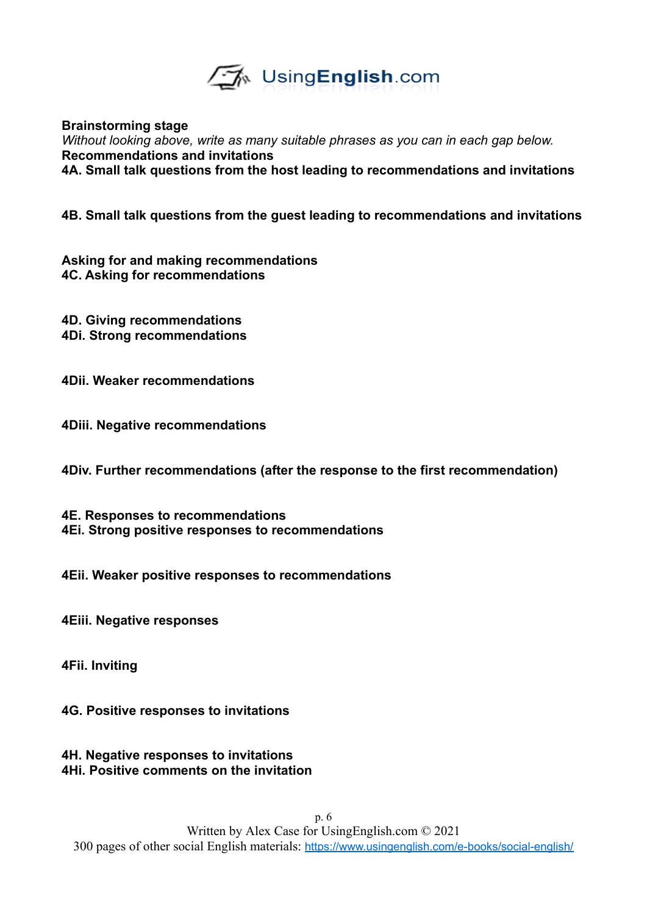**Brainstorming stage**

*Without looking above, write as many suitable phrases as you can in each gap below.*

**Recommendations and invitations**

**4A. Small talk questions from the host leading to recommendations and invitations**

**4B. Small talk questions from the guest leading to recommendations and invitations**

**Asking for and making recommendations**

**4C. Asking for recommendations**

**4D. Giving recommendations**

**4Di. Strong recommendations**

**4Dii. Weaker recommendations**

**4Diii. Negative recommendations**

**4Div. Further recommendations (after the response to the first recommendation)**

**4E. Responses to recommendations**

**4Ei. Strong positive responses to recommendations**

**4Eii. Weaker positive responses to recommendations**

**4Eiii. Negative responses**

**4Fii. Inviting**

**4G. Positive responses to invitations**

**4H. Negative responses to invitations**

**4Hi. Positive comments on the invitation**

Written by Alex Case for UsingEnglish.com © 2021

300 pages of other social English materials: https://www.usingenglish.com/e-books/social-english/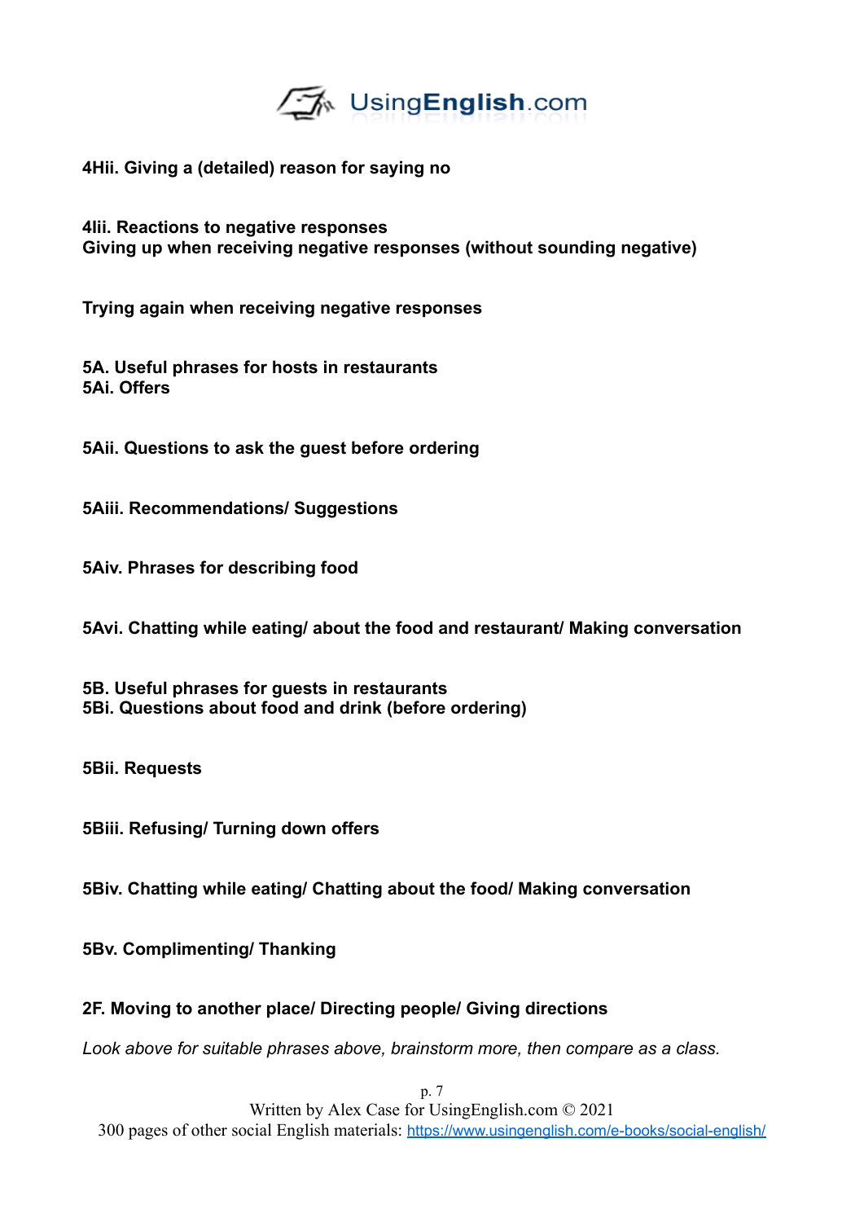**4Hii. Giving a (detailed) reason for saying no**

**4Iii. Reactions to negative responses**
**Giving up when receiving negative responses (without sounding negative)**

**Trying again when receiving negative responses**

**5A. Useful phrases for hosts in restaurants**
**5Ai. Offers**

**5Aii. Questions to ask the guest before ordering**

**5Aiii. Recommendations/ Suggestions**

**5Aiv. Phrases for describing food**

**5Avi. Chatting while eating/ about the food and restaurant/ Making conversation**

**5B. Useful phrases for guests in restaurants**
**5Bi. Questions about food and drink (before ordering)**

**5Bii. Requests**

**5Biii. Refusing/ Turning down offers**

**5Biv. Chatting while eating/ Chatting about the food/ Making conversation**

**5Bv. Complimenting/ Thanking**

**2F. Moving to another place/ Directing people/ Giving directions**

*Look above for suitable phrases above, brainstorm more, then compare as a class.*

Written by Alex Case for UsingEnglish.com © 2021
300 pages of other social English materials: https://www.usingenglish.com/e-books/social-english/